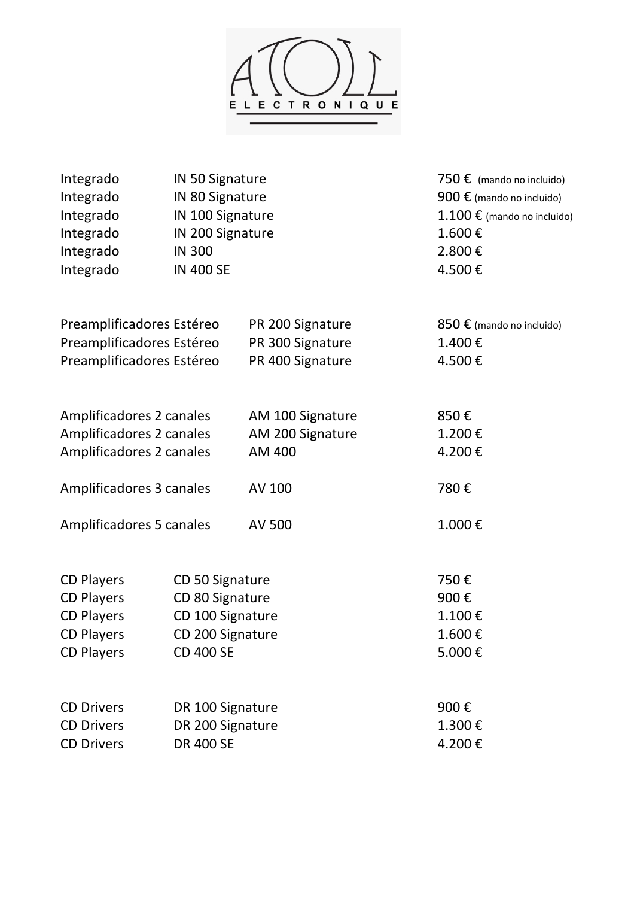ATOLL ELECTRONIQUE

| Categoría | Modelo | Precio |
|---|---|---|
| Integrado | IN 50 Signature | 750 € (mando no incluido) |
| Integrado | IN 80 Signature | 900 € (mando no incluido) |
| Integrado | IN 100 Signature | 1.100 € (mando no incluido) |
| Integrado | IN 200 Signature | 1.600 € |
| Integrado | IN 300 | 2.800 € |
| Integrado | IN 400 SE | 4.500 € |

| Categoría | Modelo | Precio |
|---|---|---|
| Preamplificadores Estéreo | PR 200 Signature | 850 € (mando no incluido) |
| Preamplificadores Estéreo | PR 300 Signature | 1.400 € |
| Preamplificadores Estéreo | PR 400 Signature | 4.500 € |

| Categoría | Modelo | Precio |
|---|---|---|
| Amplificadores 2 canales | AM 100 Signature | 850 € |
| Amplificadores 2 canales | AM 200 Signature | 1.200 € |
| Amplificadores 2 canales | AM 400 | 4.200 € |
| Amplificadores 3 canales | AV 100 | 780 € |
| Amplificadores 5 canales | AV 500 | 1.000 € |

| Categoría | Modelo | Precio |
|---|---|---|
| CD Players | CD 50 Signature | 750 € |
| CD Players | CD 80 Signature | 900 € |
| CD Players | CD 100 Signature | 1.100 € |
| CD Players | CD 200 Signature | 1.600 € |
| CD Players | CD 400 SE | 5.000 € |

| Categoría | Modelo | Precio |
|---|---|---|
| CD Drivers | DR 100 Signature | 900 € |
| CD Drivers | DR 200 Signature | 1.300 € |
| CD Drivers | DR 400 SE | 4.200 € |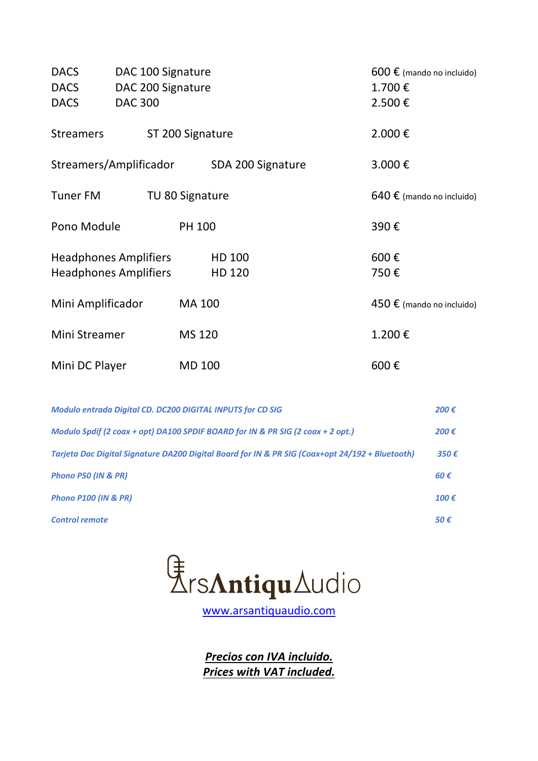| | | |
|---|---|---|
| DACS | DAC 100 Signature | 600 € (mando no incluido) |
| DACS | DAC 200 Signature | 1.700 € |
| DACS | DAC 300 | 2.500 € |
| Streamers | ST 200 Signature | 2.000 € |
| Streamers/Amplificador | SDA 200 Signature | 3.000 € |
| Tuner FM | TU 80 Signature | 640 € (mando no incluido) |
| Pono Module | PH 100 | 390 € |
| Headphones Amplifiers | HD 100 | 600 € |
| Headphones Amplifiers | HD 120 | 750 € |
| Mini Amplificador | MA 100 | 450 € (mando no incluido) |
| Mini Streamer | MS 120 | 1.200 € |
| Mini DC Player | MD 100 | 600 € |

| | |
|---|---|
| ***Modulo entrada Digital CD. DC200 DIGITAL INPUTS for CD SIG*** | ***200 €*** |
| ***Modulo Spdif (2 coax + opt) DA100 SPDIF BOARD for IN & PR SIG (2 coax + 2 opt.)*** | ***200 €*** |
| ***Tarjeta Dac Digital Signature DA200 Digital Board for IN & PR SIG (Coax+opt 24/192 + Bluetooth)*** | ***350 €*** |
| ***Phono P50 (IN & PR)*** | ***60 €*** |
| ***Phono P100 (IN & PR)*** | ***100 €*** |
| ***Control remote*** | ***50 €*** |

ArsAntiquAudio

www.arsantiquaudio.com

***Precios con IVA incluido.***
***Prices with VAT included.***